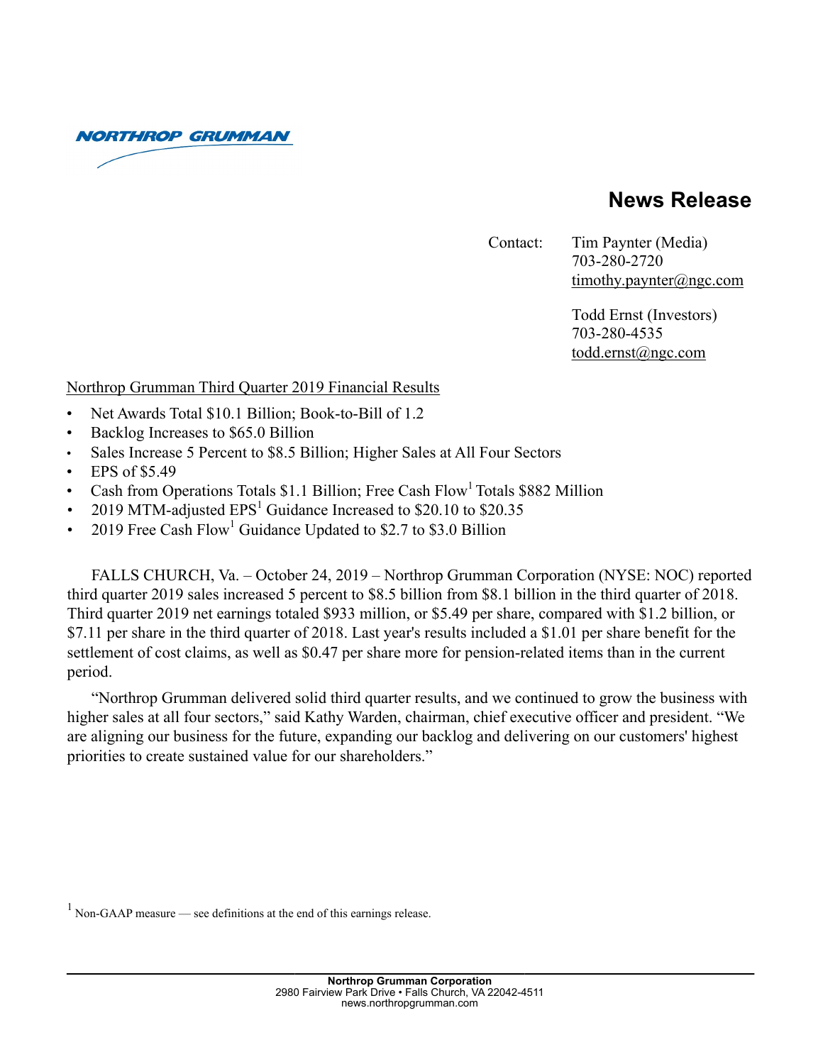NORTHROP GRUMMAN

# News Release

Contact: Tim Paynter (Media)
703-280-2720
timothy.paynter@ngc.com

Todd Ernst (Investors)
703-280-4535
todd.ernst@ngc.com

## Northrop Grumman Third Quarter 2019 Financial Results

- Net Awards Total $10.1 Billion; Book-to-Bill of 1.2
- Backlog Increases to $65.0 Billion
- Sales Increase 5 Percent to $8.5 Billion; Higher Sales at All Four Sectors
- EPS of $5.49
- Cash from Operations Totals $1.1 Billion; Free Cash Flow[1] Totals $882 Million
- 2019 MTM-adjusted EPS[1] Guidance Increased to $20.10 to $20.35
- 2019 Free Cash Flow[1] Guidance Updated to $2.7 to $3.0 Billion

FALLS CHURCH, Va. – October 24, 2019 – Northrop Grumman Corporation (NYSE: NOC) reported third quarter 2019 sales increased 5 percent to $8.5 billion from $8.1 billion in the third quarter of 2018. Third quarter 2019 net earnings totaled $933 million, or $5.49 per share, compared with $1.2 billion, or $7.11 per share in the third quarter of 2018. Last year's results included a $1.01 per share benefit for the settlement of cost claims, as well as $0.47 per share more for pension-related items than in the current period.

"Northrop Grumman delivered solid third quarter results, and we continued to grow the business with higher sales at all four sectors," said Kathy Warden, chairman, chief executive officer and president. "We are aligning our business for the future, expanding our backlog and delivering on our customers' highest priorities to create sustained value for our shareholders."

[1] Non-GAAP measure — see definitions at the end of this earnings release.

**Northrop Grumman Corporation**
2980 Fairview Park Drive • Falls Church, VA 22042-4511
news.northropgrumman.com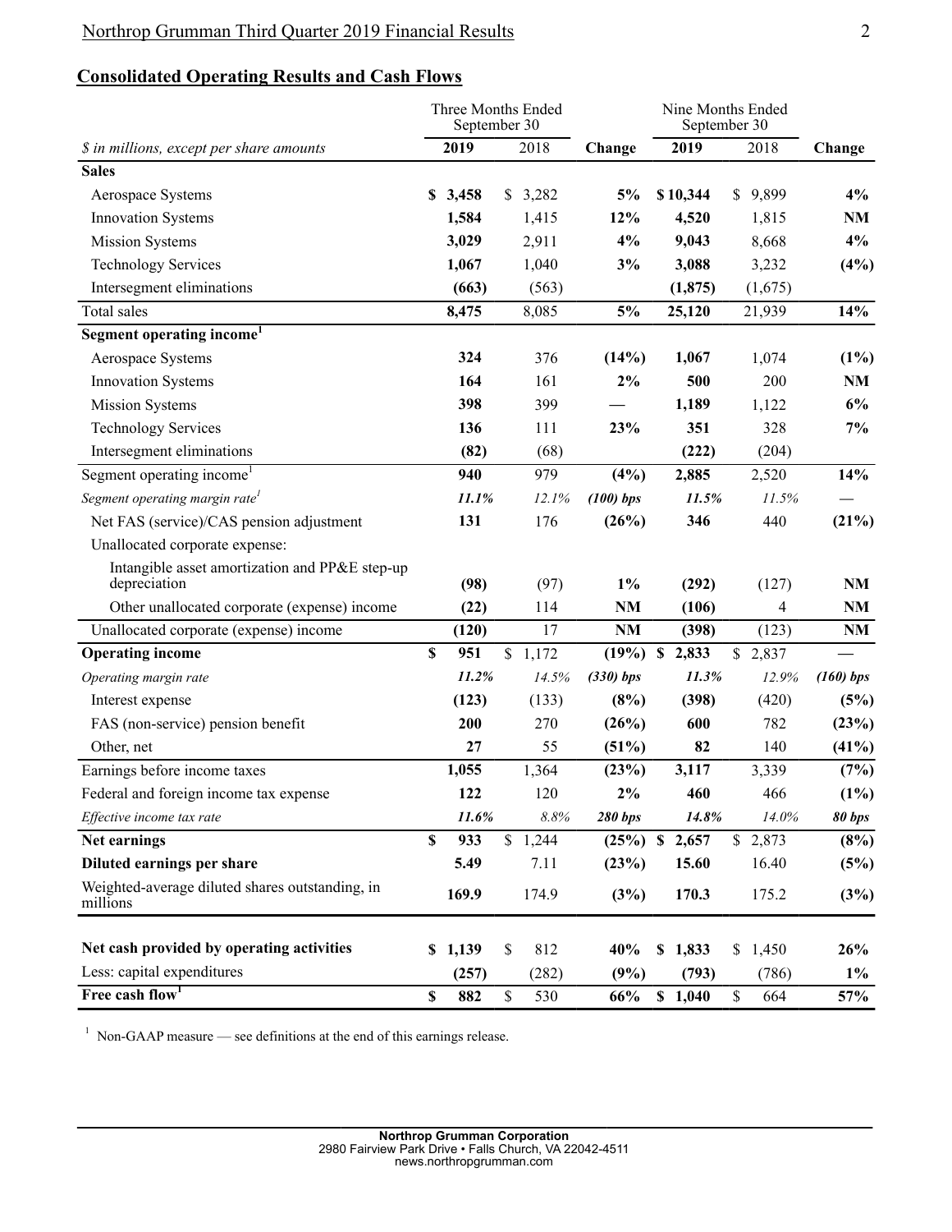## Consolidated Operating Results and Cash Flows

| $ in millions, except per share amounts | Three Months Ended September 30 2019 | Three Months Ended September 30 2018 | Change | Nine Months Ended September 30 2019 | Nine Months Ended September 30 2018 | Change |
|---|---|---|---|---|---|---|
| **Sales** | | | | | | |
| Aerospace Systems | **$ 3,458** | $ 3,282 | **5%** | **$ 10,344** | $ 9,899 | **4%** |
| Innovation Systems | **1,584** | 1,415 | **12%** | **4,520** | 1,815 | **NM** |
| Mission Systems | **3,029** | 2,911 | **4%** | **9,043** | 8,668 | **4%** |
| Technology Services | **1,067** | 1,040 | **3%** | **3,088** | 3,232 | **(4%)** |
| Intersegment eliminations | **(663)** | (563) | | **(1,875)** | (1,675) | |
| Total sales | **8,475** | 8,085 | **5%** | **25,120** | 21,939 | **14%** |
| **Segment operating income[1]** | | | | | | |
| Aerospace Systems | **324** | 376 | **(14%)** | **1,067** | 1,074 | **(1%)** |
| Innovation Systems | **164** | 161 | **2%** | **500** | 200 | **NM** |
| Mission Systems | **398** | 399 | **—** | **1,189** | 1,122 | **6%** |
| Technology Services | **136** | 111 | **23%** | **351** | 328 | **7%** |
| Intersegment eliminations | **(82)** | (68) | | **(222)** | (204) | |
| Segment operating income[1] | **940** | 979 | **(4%)** | **2,885** | 2,520 | **14%** |
| *Segment operating margin rate[1]* | ***11.1%*** | *12.1%* | ***(100) bps*** | ***11.5%*** | *11.5%* | **—** |
| Net FAS (service)/CAS pension adjustment | **131** | 176 | **(26%)** | **346** | 440 | **(21%)** |
| Unallocated corporate expense: | | | | | | |
| Intangible asset amortization and PP&E step-up depreciation | **(98)** | (97) | **1%** | **(292)** | (127) | **NM** |
| Other unallocated corporate (expense) income | **(22)** | 114 | **NM** | **(106)** | 4 | **NM** |
| Unallocated corporate (expense) income | **(120)** | 17 | **NM** | **(398)** | (123) | **NM** |
| **Operating income** | **$ 951** | $ 1,172 | **(19%)** | **$ 2,833** | $ 2,837 | **—** |
| *Operating margin rate* | ***11.2%*** | *14.5%* | ***(330) bps*** | ***11.3%*** | *12.9%* | ***(160) bps*** |
| Interest expense | **(123)** | (133) | **(8%)** | **(398)** | (420) | **(5%)** |
| FAS (non-service) pension benefit | **200** | 270 | **(26%)** | **600** | 782 | **(23%)** |
| Other, net | **27** | 55 | **(51%)** | **82** | 140 | **(41%)** |
| Earnings before income taxes | **1,055** | 1,364 | **(23%)** | **3,117** | 3,339 | **(7%)** |
| Federal and foreign income tax expense | **122** | 120 | **2%** | **460** | 466 | **(1%)** |
| *Effective income tax rate* | ***11.6%*** | *8.8%* | ***280 bps*** | ***14.8%*** | *14.0%* | ***80 bps*** |
| **Net earnings** | **$ 933** | $ 1,244 | **(25%)** | **$ 2,657** | $ 2,873 | **(8%)** |
| **Diluted earnings per share** | **5.49** | 7.11 | **(23%)** | **15.60** | 16.40 | **(5%)** |
| Weighted-average diluted shares outstanding, in millions | **169.9** | 174.9 | **(3%)** | **170.3** | 175.2 | **(3%)** |
| | | | | | | |
| **Net cash provided by operating activities** | **$ 1,139** | $ 812 | **40%** | **$ 1,833** | $ 1,450 | **26%** |
| Less: capital expenditures | **(257)** | (282) | **(9%)** | **(793)** | (786) | **1%** |
| **Free cash flow[1]** | **$ 882** | $ 530 | **66%** | **$ 1,040** | $ 664 | **57%** |

[1] Non-GAAP measure — see definitions at the end of this earnings release.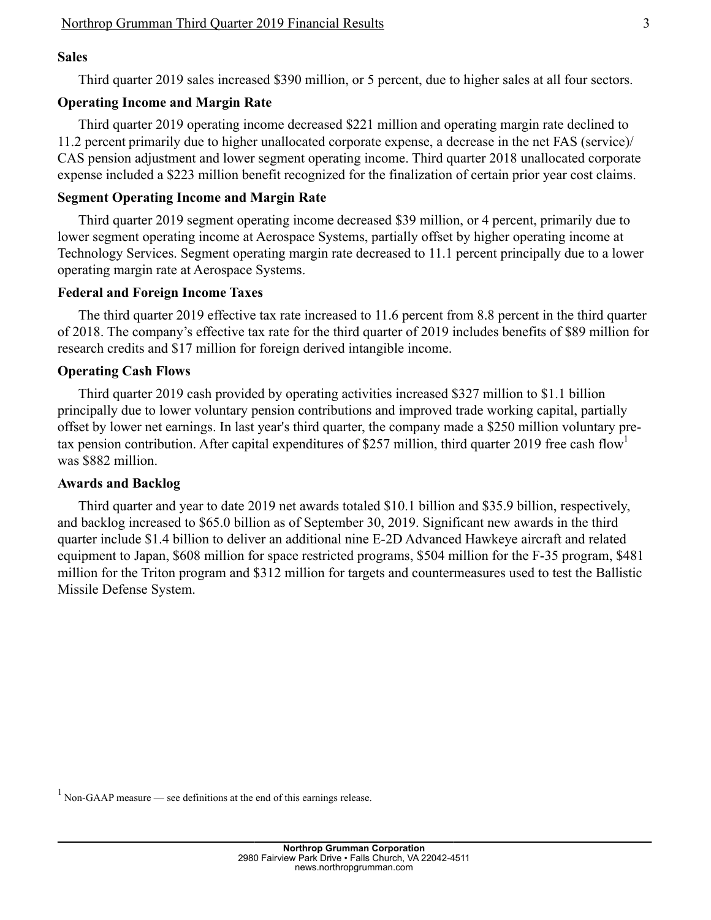## Sales

Third quarter 2019 sales increased $390 million, or 5 percent, due to higher sales at all four sectors.

## Operating Income and Margin Rate

Third quarter 2019 operating income decreased $221 million and operating margin rate declined to 11.2 percent primarily due to higher unallocated corporate expense, a decrease in the net FAS (service)/ CAS pension adjustment and lower segment operating income. Third quarter 2018 unallocated corporate expense included a $223 million benefit recognized for the finalization of certain prior year cost claims.

## Segment Operating Income and Margin Rate

Third quarter 2019 segment operating income decreased $39 million, or 4 percent, primarily due to lower segment operating income at Aerospace Systems, partially offset by higher operating income at Technology Services. Segment operating margin rate decreased to 11.1 percent principally due to a lower operating margin rate at Aerospace Systems.

## Federal and Foreign Income Taxes

The third quarter 2019 effective tax rate increased to 11.6 percent from 8.8 percent in the third quarter of 2018. The company's effective tax rate for the third quarter of 2019 includes benefits of $89 million for research credits and $17 million for foreign derived intangible income.

## Operating Cash Flows

Third quarter 2019 cash provided by operating activities increased $327 million to $1.1 billion principally due to lower voluntary pension contributions and improved trade working capital, partially offset by lower net earnings. In last year's third quarter, the company made a $250 million voluntary pre-tax pension contribution. After capital expenditures of $257 million, third quarter 2019 free cash flow[1] was $882 million.

## Awards and Backlog

Third quarter and year to date 2019 net awards totaled $10.1 billion and $35.9 billion, respectively, and backlog increased to $65.0 billion as of September 30, 2019. Significant new awards in the third quarter include $1.4 billion to deliver an additional nine E-2D Advanced Hawkeye aircraft and related equipment to Japan, $608 million for space restricted programs, $504 million for the F-35 program, $481 million for the Triton program and $312 million for targets and countermeasures used to test the Ballistic Missile Defense System.

[1] Non-GAAP measure — see definitions at the end of this earnings release.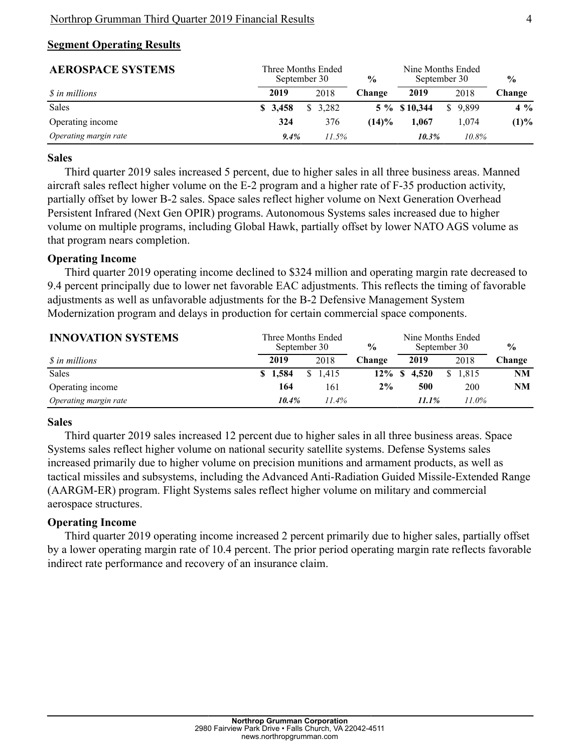## Segment Operating Results

| AEROSPACE SYSTEMS | Three Months Ended September 30 | | % | Nine Months Ended September 30 | | % |
|---|---|---|---|---|---|---|
| *$ in millions* | **2019** | 2018 | **Change** | **2019** | 2018 | **Change** |
| Sales | **$ 3,458** | $ 3,282 | **5 %** | **$ 10,344** | $ 9,899 | **4 %** |
| Operating income | **324** | 376 | **(14)%** | **1,067** | 1,074 | **(1)%** |
| *Operating margin rate* | ***9.4%*** | *11.5%* | | ***10.3%*** | *10.8%* | |

### Sales

Third quarter 2019 sales increased 5 percent, due to higher sales in all three business areas. Manned aircraft sales reflect higher volume on the E-2 program and a higher rate of F-35 production activity, partially offset by lower B-2 sales. Space sales reflect higher volume on Next Generation Overhead Persistent Infrared (Next Gen OPIR) programs. Autonomous Systems sales increased due to higher volume on multiple programs, including Global Hawk, partially offset by lower NATO AGS volume as that program nears completion.

### Operating Income

Third quarter 2019 operating income declined to $324 million and operating margin rate decreased to 9.4 percent principally due to lower net favorable EAC adjustments. This reflects the timing of favorable adjustments as well as unfavorable adjustments for the B-2 Defensive Management System Modernization program and delays in production for certain commercial space components.

| INNOVATION SYSTEMS | Three Months Ended September 30 | | % | Nine Months Ended September 30 | | % |
|---|---|---|---|---|---|---|
| *$ in millions* | **2019** | 2018 | **Change** | **2019** | 2018 | **Change** |
| Sales | **$ 1,584** | $ 1,415 | **12%** | **$ 4,520** | $ 1,815 | **NM** |
| Operating income | **164** | 161 | **2%** | **500** | 200 | **NM** |
| *Operating margin rate* | ***10.4%*** | *11.4%* | | ***11.1%*** | *11.0%* | |

### Sales

Third quarter 2019 sales increased 12 percent due to higher sales in all three business areas. Space Systems sales reflect higher volume on national security satellite systems. Defense Systems sales increased primarily due to higher volume on precision munitions and armament products, as well as tactical missiles and subsystems, including the Advanced Anti-Radiation Guided Missile-Extended Range (AARGM-ER) program. Flight Systems sales reflect higher volume on military and commercial aerospace structures.

### Operating Income

Third quarter 2019 operating income increased 2 percent primarily due to higher sales, partially offset by a lower operating margin rate of 10.4 percent. The prior period operating margin rate reflects favorable indirect rate performance and recovery of an insurance claim.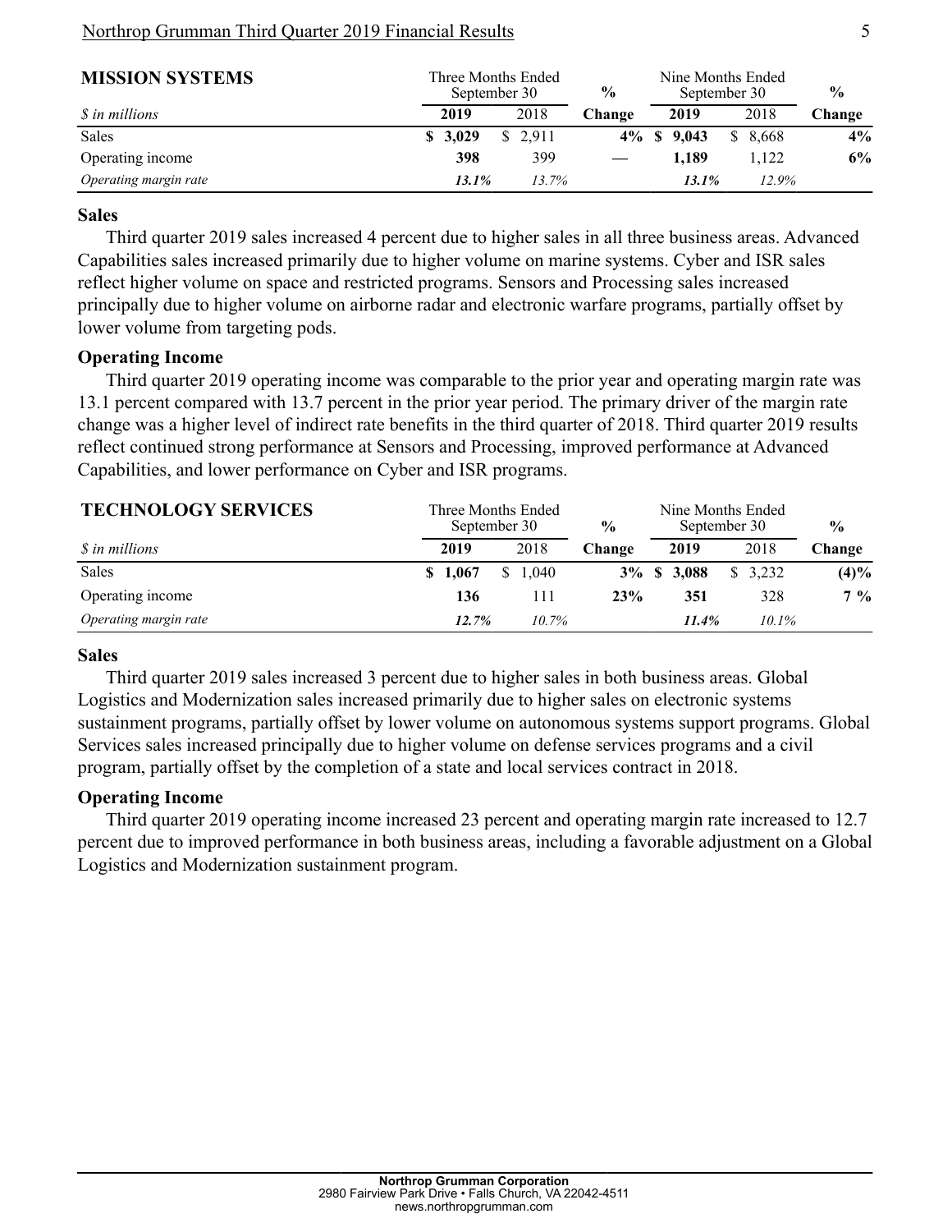## MISSION SYSTEMS

| $ in millions | Three Months Ended September 30 | | % | Nine Months Ended September 30 | | % |
|---|---|---|---|---|---|---|
| | **2019** | 2018 | **Change** | **2019** | 2018 | **Change** |
| Sales | **$ 3,029** | $ 2,911 | **4%** | **$ 9,043** | $ 8,668 | **4%** |
| Operating income | **398** | 399 | **—** | **1,189** | 1,122 | **6%** |
| *Operating margin rate* | ***13.1%*** | *13.7%* | | ***13.1%*** | *12.9%* | |

### Sales

Third quarter 2019 sales increased 4 percent due to higher sales in all three business areas. Advanced Capabilities sales increased primarily due to higher volume on marine systems. Cyber and ISR sales reflect higher volume on space and restricted programs. Sensors and Processing sales increased principally due to higher volume on airborne radar and electronic warfare programs, partially offset by lower volume from targeting pods.

### Operating Income

Third quarter 2019 operating income was comparable to the prior year and operating margin rate was 13.1 percent compared with 13.7 percent in the prior year period. The primary driver of the margin rate change was a higher level of indirect rate benefits in the third quarter of 2018. Third quarter 2019 results reflect continued strong performance at Sensors and Processing, improved performance at Advanced Capabilities, and lower performance on Cyber and ISR programs.

## TECHNOLOGY SERVICES

| $ in millions | Three Months Ended September 30 | | % | Nine Months Ended September 30 | | % |
|---|---|---|---|---|---|---|
| | **2019** | 2018 | **Change** | **2019** | 2018 | **Change** |
| Sales | **$ 1,067** | $ 1,040 | **3%** | **$ 3,088** | $ 3,232 | **(4)%** |
| Operating income | **136** | 111 | **23%** | **351** | 328 | **7 %** |
| *Operating margin rate* | ***12.7%*** | *10.7%* | | ***11.4%*** | *10.1%* | |

### Sales

Third quarter 2019 sales increased 3 percent due to higher sales in both business areas. Global Logistics and Modernization sales increased primarily due to higher sales on electronic systems sustainment programs, partially offset by lower volume on autonomous systems support programs. Global Services sales increased principally due to higher volume on defense services programs and a civil program, partially offset by the completion of a state and local services contract in 2018.

### Operating Income

Third quarter 2019 operating income increased 23 percent and operating margin rate increased to 12.7 percent due to improved performance in both business areas, including a favorable adjustment on a Global Logistics and Modernization sustainment program.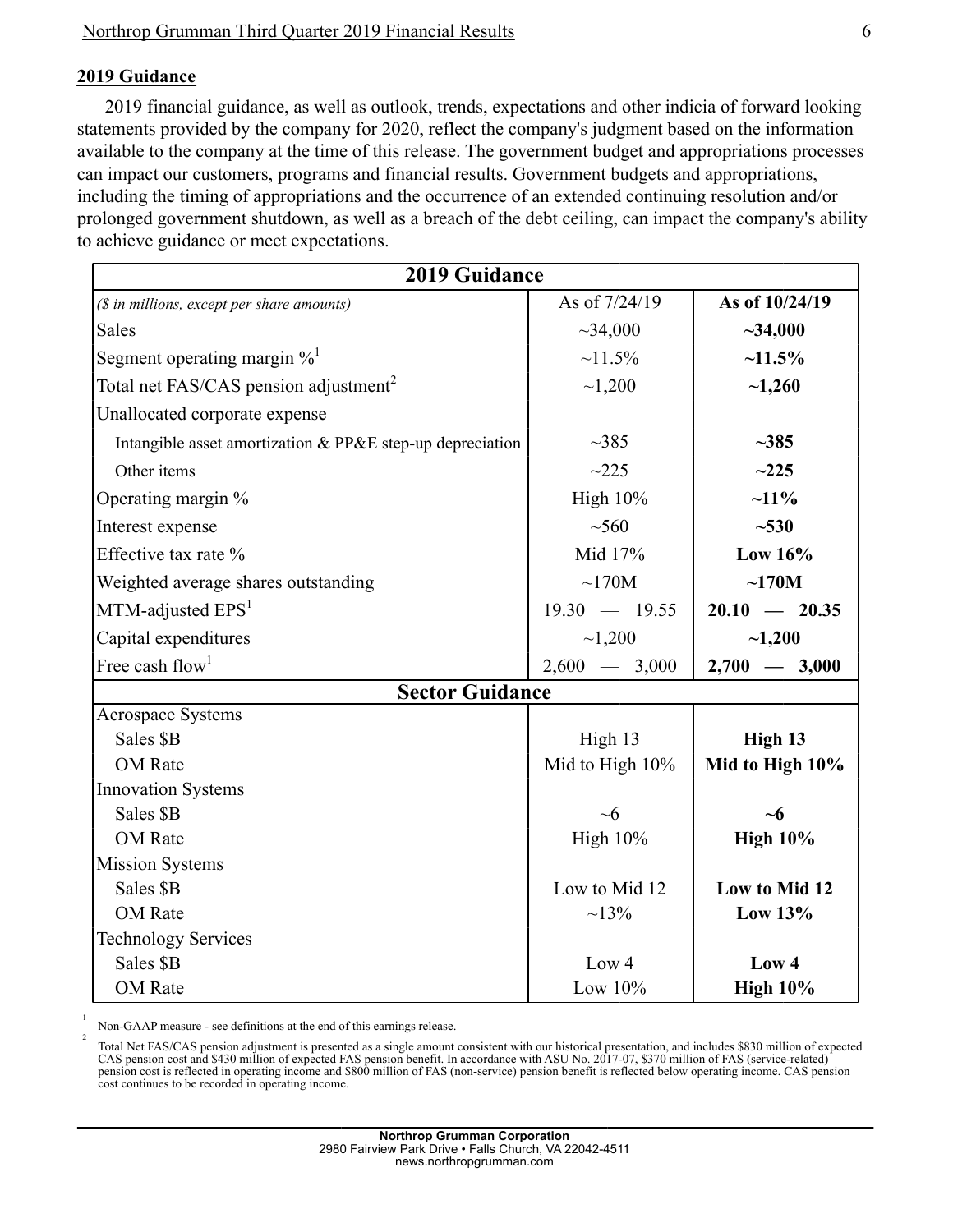## 2019 Guidance

2019 financial guidance, as well as outlook, trends, expectations and other indicia of forward looking statements provided by the company for 2020, reflect the company's judgment based on the information available to the company at the time of this release. The government budget and appropriations processes can impact our customers, programs and financial results. Government budgets and appropriations, including the timing of appropriations and the occurrence of an extended continuing resolution and/or prolonged government shutdown, as well as a breach of the debt ceiling, can impact the company's ability to achieve guidance or meet expectations.

| 2019 Guidance | | |
|---|---|---|
| *($ in millions, except per share amounts)* | As of 7/24/19 | **As of 10/24/19** |
| Sales | ~34,000 | **~34,000** |
| Segment operating margin %[1] | ~11.5% | **~11.5%** |
| Total net FAS/CAS pension adjustment[2] | ~1,200 | **~1,260** |
| Unallocated corporate expense | | |
| Intangible asset amortization & PP&E step-up depreciation | ~385 | **~385** |
| Other items | ~225 | **~225** |
| Operating margin % | High 10% | **~11%** |
| Interest expense | ~560 | **~530** |
| Effective tax rate % | Mid 17% | **Low 16%** |
| Weighted average shares outstanding | ~170M | **~170M** |
| MTM-adjusted EPS[1] | 19.30 — 19.55 | **20.10 — 20.35** |
| Capital expenditures | ~1,200 | **~1,200** |
| Free cash flow[1] | 2,600 — 3,000 | **2,700 — 3,000** |
| **Sector Guidance** | | |
| Aerospace Systems | | |
| Sales $B | High 13 | **High 13** |
| OM Rate | Mid to High 10% | **Mid to High 10%** |
| Innovation Systems | | |
| Sales $B | ~6 | **~6** |
| OM Rate | High 10% | **High 10%** |
| Mission Systems | | |
| Sales $B | Low to Mid 12 | **Low to Mid 12** |
| OM Rate | ~13% | **Low 13%** |
| Technology Services | | |
| Sales $B | Low 4 | **Low 4** |
| OM Rate | Low 10% | **High 10%** |

[1] Non-GAAP measure - see definitions at the end of this earnings release.

[2] Total Net FAS/CAS pension adjustment is presented as a single amount consistent with our historical presentation, and includes $830 million of expected CAS pension cost and $430 million of expected FAS pension benefit. In accordance with ASU No. 2017-07, $370 million of FAS (service-related) pension cost is reflected in operating income and $800 million of FAS (non-service) pension benefit is reflected below operating income. CAS pension cost continues to be recorded in operating income.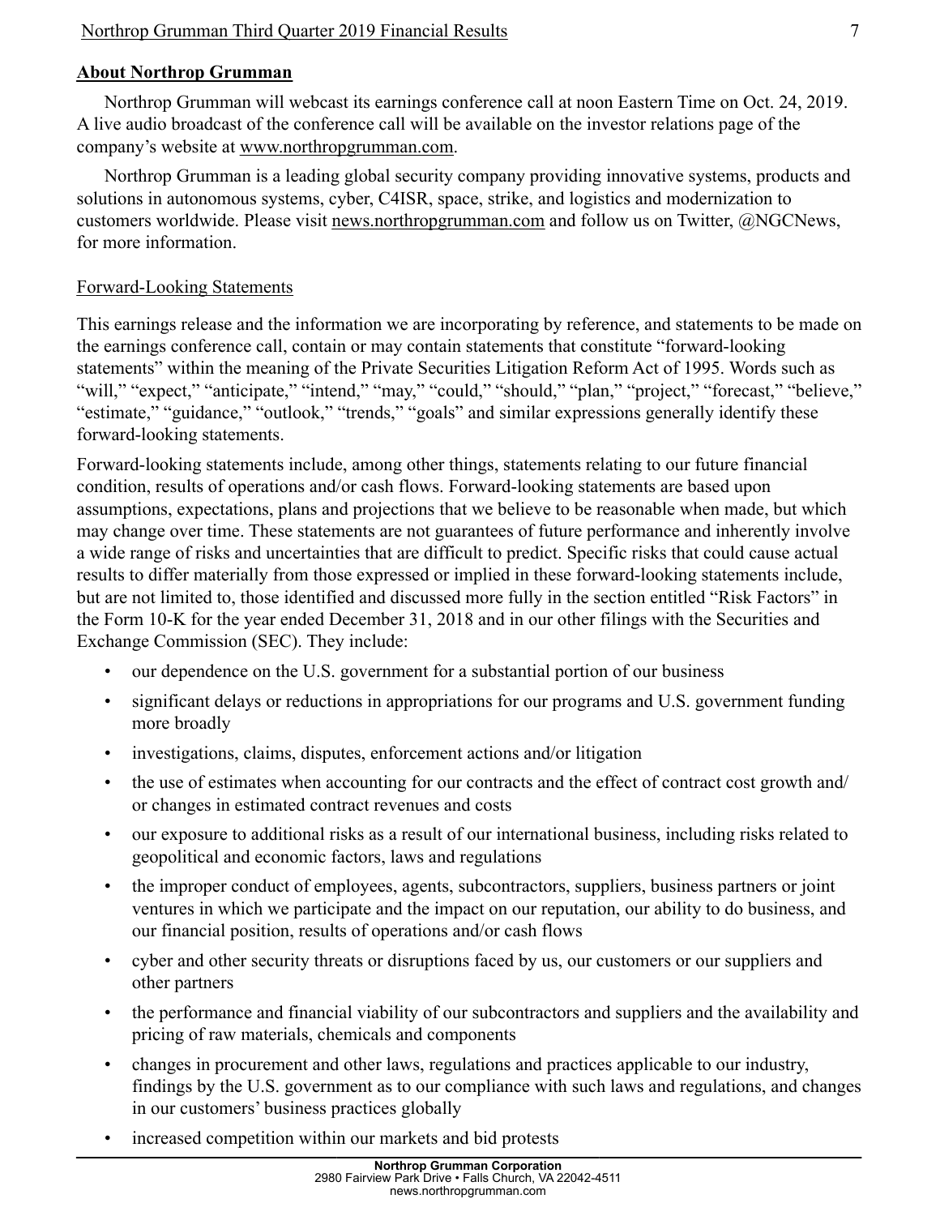## About Northrop Grumman

Northrop Grumman will webcast its earnings conference call at noon Eastern Time on Oct. 24, 2019. A live audio broadcast of the conference call will be available on the investor relations page of the company's website at www.northropgrumman.com.

Northrop Grumman is a leading global security company providing innovative systems, products and solutions in autonomous systems, cyber, C4ISR, space, strike, and logistics and modernization to customers worldwide. Please visit news.northropgrumman.com and follow us on Twitter, @NGCNews, for more information.

### Forward-Looking Statements

This earnings release and the information we are incorporating by reference, and statements to be made on the earnings conference call, contain or may contain statements that constitute "forward-looking statements" within the meaning of the Private Securities Litigation Reform Act of 1995. Words such as "will," "expect," "anticipate," "intend," "may," "could," "should," "plan," "project," "forecast," "believe," "estimate," "guidance," "outlook," "trends," "goals" and similar expressions generally identify these forward-looking statements.

Forward-looking statements include, among other things, statements relating to our future financial condition, results of operations and/or cash flows. Forward-looking statements are based upon assumptions, expectations, plans and projections that we believe to be reasonable when made, but which may change over time. These statements are not guarantees of future performance and inherently involve a wide range of risks and uncertainties that are difficult to predict. Specific risks that could cause actual results to differ materially from those expressed or implied in these forward-looking statements include, but are not limited to, those identified and discussed more fully in the section entitled "Risk Factors" in the Form 10-K for the year ended December 31, 2018 and in our other filings with the Securities and Exchange Commission (SEC). They include:

- our dependence on the U.S. government for a substantial portion of our business
- significant delays or reductions in appropriations for our programs and U.S. government funding more broadly
- investigations, claims, disputes, enforcement actions and/or litigation
- the use of estimates when accounting for our contracts and the effect of contract cost growth and/or changes in estimated contract revenues and costs
- our exposure to additional risks as a result of our international business, including risks related to geopolitical and economic factors, laws and regulations
- the improper conduct of employees, agents, subcontractors, suppliers, business partners or joint ventures in which we participate and the impact on our reputation, our ability to do business, and our financial position, results of operations and/or cash flows
- cyber and other security threats or disruptions faced by us, our customers or our suppliers and other partners
- the performance and financial viability of our subcontractors and suppliers and the availability and pricing of raw materials, chemicals and components
- changes in procurement and other laws, regulations and practices applicable to our industry, findings by the U.S. government as to our compliance with such laws and regulations, and changes in our customers' business practices globally
- increased competition within our markets and bid protests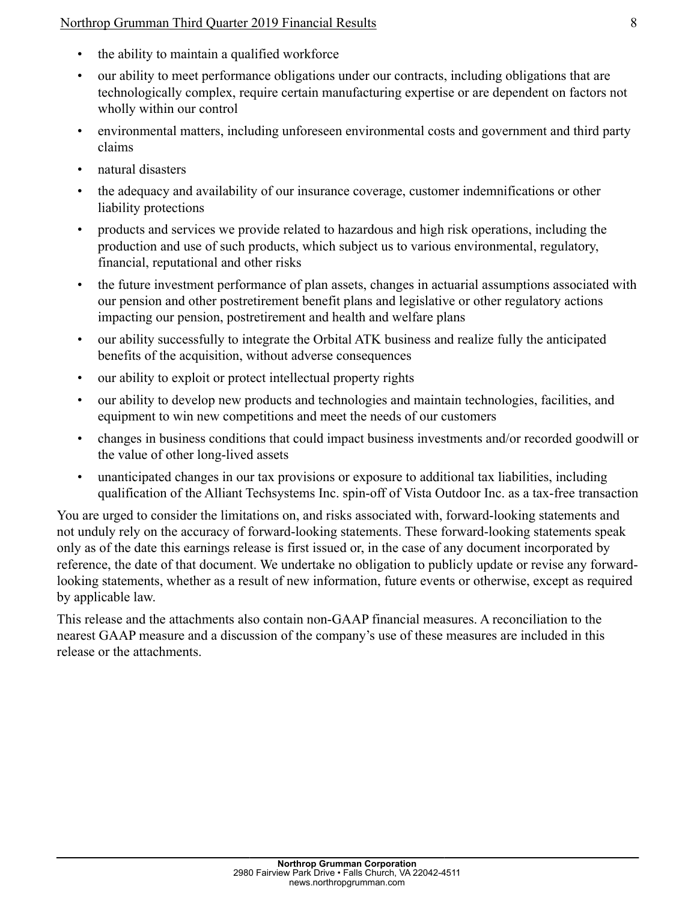- the ability to maintain a qualified workforce
- our ability to meet performance obligations under our contracts, including obligations that are technologically complex, require certain manufacturing expertise or are dependent on factors not wholly within our control
- environmental matters, including unforeseen environmental costs and government and third party claims
- natural disasters
- the adequacy and availability of our insurance coverage, customer indemnifications or other liability protections
- products and services we provide related to hazardous and high risk operations, including the production and use of such products, which subject us to various environmental, regulatory, financial, reputational and other risks
- the future investment performance of plan assets, changes in actuarial assumptions associated with our pension and other postretirement benefit plans and legislative or other regulatory actions impacting our pension, postretirement and health and welfare plans
- our ability successfully to integrate the Orbital ATK business and realize fully the anticipated benefits of the acquisition, without adverse consequences
- our ability to exploit or protect intellectual property rights
- our ability to develop new products and technologies and maintain technologies, facilities, and equipment to win new competitions and meet the needs of our customers
- changes in business conditions that could impact business investments and/or recorded goodwill or the value of other long-lived assets
- unanticipated changes in our tax provisions or exposure to additional tax liabilities, including qualification of the Alliant Techsystems Inc. spin-off of Vista Outdoor Inc. as a tax-free transaction

You are urged to consider the limitations on, and risks associated with, forward-looking statements and not unduly rely on the accuracy of forward-looking statements. These forward-looking statements speak only as of the date this earnings release is first issued or, in the case of any document incorporated by reference, the date of that document. We undertake no obligation to publicly update or revise any forward-looking statements, whether as a result of new information, future events or otherwise, except as required by applicable law.

This release and the attachments also contain non-GAAP financial measures. A reconciliation to the nearest GAAP measure and a discussion of the company's use of these measures are included in this release or the attachments.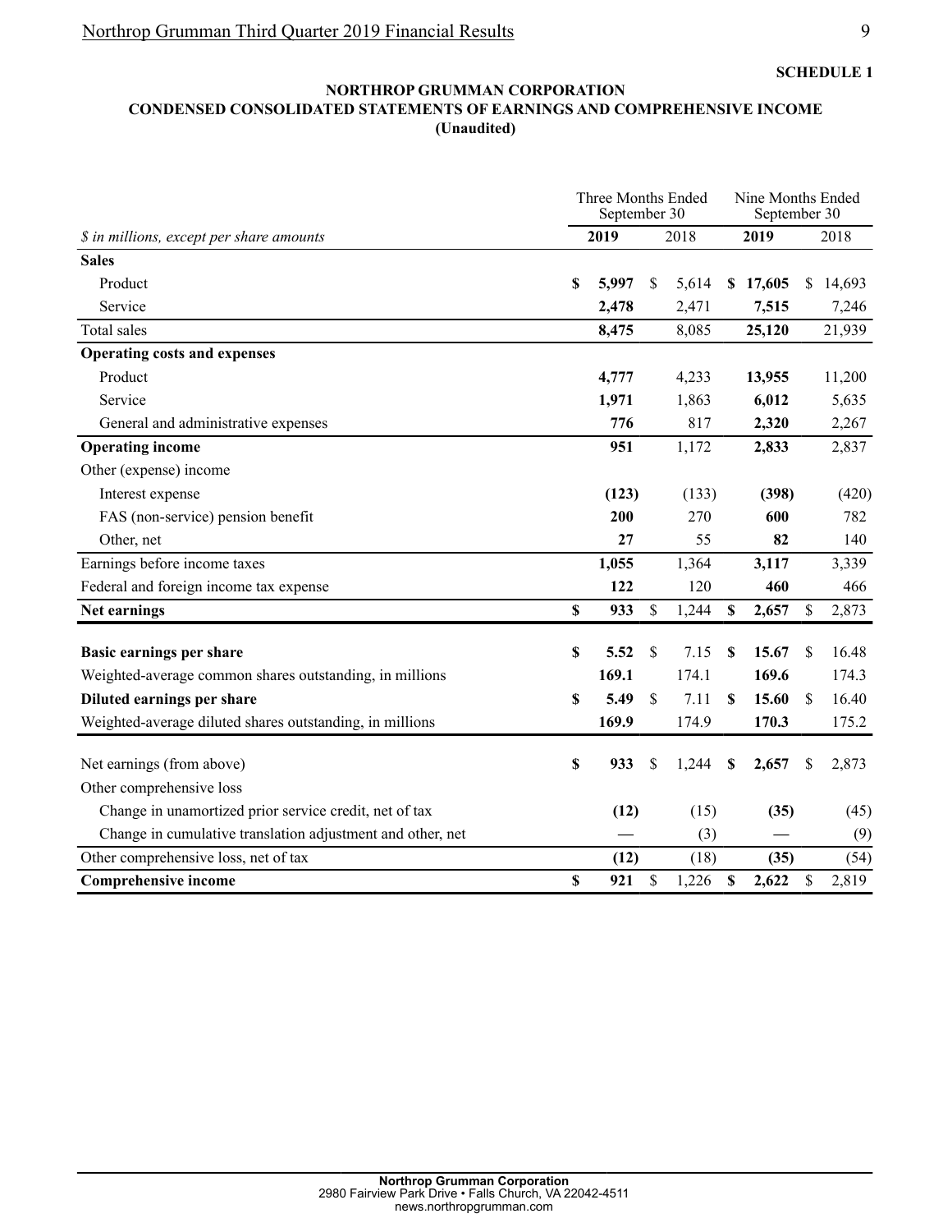**SCHEDULE 1**

## NORTHROP GRUMMAN CORPORATION
## CONDENSED CONSOLIDATED STATEMENTS OF EARNINGS AND COMPREHENSIVE INCOME
**(Unaudited)**

| | Three Months Ended September 30 | | Nine Months Ended September 30 | |
|---|---|---|---|---|
| *$ in millions, except per share amounts* | **2019** | 2018 | **2019** | 2018 |
| **Sales** | | | | |
| Product | **$ 5,997** | $ 5,614 | **$ 17,605** | $ 14,693 |
| Service | **2,478** | 2,471 | **7,515** | 7,246 |
| Total sales | **8,475** | 8,085 | **25,120** | 21,939 |
| **Operating costs and expenses** | | | | |
| Product | **4,777** | 4,233 | **13,955** | 11,200 |
| Service | **1,971** | 1,863 | **6,012** | 5,635 |
| General and administrative expenses | **776** | 817 | **2,320** | 2,267 |
| **Operating income** | **951** | 1,172 | **2,833** | 2,837 |
| Other (expense) income | | | | |
| Interest expense | **(123)** | (133) | **(398)** | (420) |
| FAS (non-service) pension benefit | **200** | 270 | **600** | 782 |
| Other, net | **27** | 55 | **82** | 140 |
| Earnings before income taxes | **1,055** | 1,364 | **3,117** | 3,339 |
| Federal and foreign income tax expense | **122** | 120 | **460** | 466 |
| **Net earnings** | **$ 933** | $ 1,244 | **$ 2,657** | $ 2,873 |
| | | | | |
| **Basic earnings per share** | **$ 5.52** | $ 7.15 | **$ 15.67** | $ 16.48 |
| Weighted-average common shares outstanding, in millions | **169.1** | 174.1 | **169.6** | 174.3 |
| **Diluted earnings per share** | **$ 5.49** | $ 7.11 | **$ 15.60** | $ 16.40 |
| Weighted-average diluted shares outstanding, in millions | **169.9** | 174.9 | **170.3** | 175.2 |
| | | | | |
| Net earnings (from above) | **$ 933** | $ 1,244 | **$ 2,657** | $ 2,873 |
| Other comprehensive loss | | | | |
| Change in unamortized prior service credit, net of tax | **(12)** | (15) | **(35)** | (45) |
| Change in cumulative translation adjustment and other, net | **—** | (3) | **—** | (9) |
| Other comprehensive loss, net of tax | **(12)** | (18) | **(35)** | (54) |
| **Comprehensive income** | **$ 921** | $ 1,226 | **$ 2,622** | $ 2,819 |

**Northrop Grumman Corporation**
2980 Fairview Park Drive • Falls Church, VA 22042-4511
news.northropgrumman.com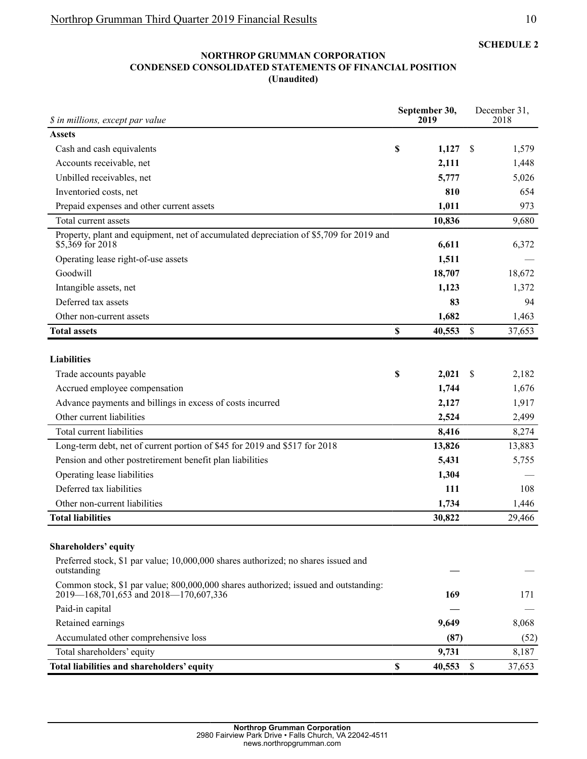**SCHEDULE 2**

**NORTHROP GRUMMAN CORPORATION**
**CONDENSED CONSOLIDATED STATEMENTS OF FINANCIAL POSITION**
**(Unaudited)**

| *$ in millions, except par value* | **September 30, 2019** | December 31, 2018 |
|---|---|---|
| **Assets** | | |
| Cash and cash equivalents | **$ 1,127** | $ 1,579 |
| Accounts receivable, net | **2,111** | 1,448 |
| Unbilled receivables, net | **5,777** | 5,026 |
| Inventoried costs, net | **810** | 654 |
| Prepaid expenses and other current assets | **1,011** | 973 |
| Total current assets | **10,836** | 9,680 |
| Property, plant and equipment, net of accumulated depreciation of $5,709 for 2019 and $5,369 for 2018 | **6,611** | 6,372 |
| Operating lease right-of-use assets | **1,511** | — |
| Goodwill | **18,707** | 18,672 |
| Intangible assets, net | **1,123** | 1,372 |
| Deferred tax assets | **83** | 94 |
| Other non-current assets | **1,682** | 1,463 |
| **Total assets** | **$ 40,553** | $ 37,653 |
| | | |
| **Liabilities** | | |
| Trade accounts payable | **$ 2,021** | $ 2,182 |
| Accrued employee compensation | **1,744** | 1,676 |
| Advance payments and billings in excess of costs incurred | **2,127** | 1,917 |
| Other current liabilities | **2,524** | 2,499 |
| Total current liabilities | **8,416** | 8,274 |
| Long-term debt, net of current portion of $45 for 2019 and $517 for 2018 | **13,826** | 13,883 |
| Pension and other postretirement benefit plan liabilities | **5,431** | 5,755 |
| Operating lease liabilities | **1,304** | — |
| Deferred tax liabilities | **111** | 108 |
| Other non-current liabilities | **1,734** | 1,446 |
| **Total liabilities** | **30,822** | 29,466 |
| | | |
| **Shareholders' equity** | | |
| Preferred stock, $1 par value; 10,000,000 shares authorized; no shares issued and outstanding | **—** | — |
| Common stock, $1 par value; 800,000,000 shares authorized; issued and outstanding: 2019—168,701,653 and 2018—170,607,336 | **169** | 171 |
| Paid-in capital | **—** | — |
| Retained earnings | **9,649** | 8,068 |
| Accumulated other comprehensive loss | **(87)** | (52) |
| Total shareholders' equity | **9,731** | 8,187 |
| **Total liabilities and shareholders' equity** | **$ 40,553** | $ 37,653 |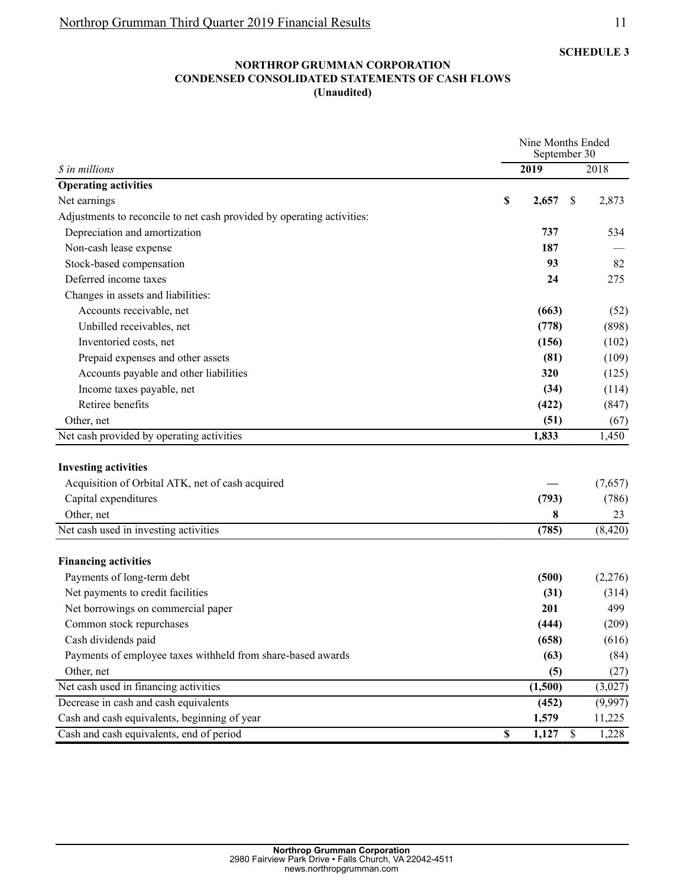**SCHEDULE 3**

**NORTHROP GRUMMAN CORPORATION**
**CONDENSED CONSOLIDATED STATEMENTS OF CASH FLOWS**
**(Unaudited)**

| | Nine Months Ended September 30 | |
|---|---|---|
| *$ in millions* | **2019** | 2018 |
| **Operating activities** | | |
| Net earnings | **$ 2,657** | $ 2,873 |
| Adjustments to reconcile to net cash provided by operating activities: | | |
| Depreciation and amortization | **737** | 534 |
| Non-cash lease expense | **187** | — |
| Stock-based compensation | **93** | 82 |
| Deferred income taxes | **24** | 275 |
| Changes in assets and liabilities: | | |
| Accounts receivable, net | **(663)** | (52) |
| Unbilled receivables, net | **(778)** | (898) |
| Inventoried costs, net | **(156)** | (102) |
| Prepaid expenses and other assets | **(81)** | (109) |
| Accounts payable and other liabilities | **320** | (125) |
| Income taxes payable, net | **(34)** | (114) |
| Retiree benefits | **(422)** | (847) |
| Other, net | **(51)** | (67) |
| Net cash provided by operating activities | **1,833** | 1,450 |
| **Investing activities** | | |
| Acquisition of Orbital ATK, net of cash acquired | **—** | (7,657) |
| Capital expenditures | **(793)** | (786) |
| Other, net | **8** | 23 |
| Net cash used in investing activities | **(785)** | (8,420) |
| **Financing activities** | | |
| Payments of long-term debt | **(500)** | (2,276) |
| Net payments to credit facilities | **(31)** | (314) |
| Net borrowings on commercial paper | **201** | 499 |
| Common stock repurchases | **(444)** | (209) |
| Cash dividends paid | **(658)** | (616) |
| Payments of employee taxes withheld from share-based awards | **(63)** | (84) |
| Other, net | **(5)** | (27) |
| Net cash used in financing activities | **(1,500)** | (3,027) |
| Decrease in cash and cash equivalents | **(452)** | (9,997) |
| Cash and cash equivalents, beginning of year | **1,579** | 11,225 |
| Cash and cash equivalents, end of period | **$ 1,127** | $ 1,228 |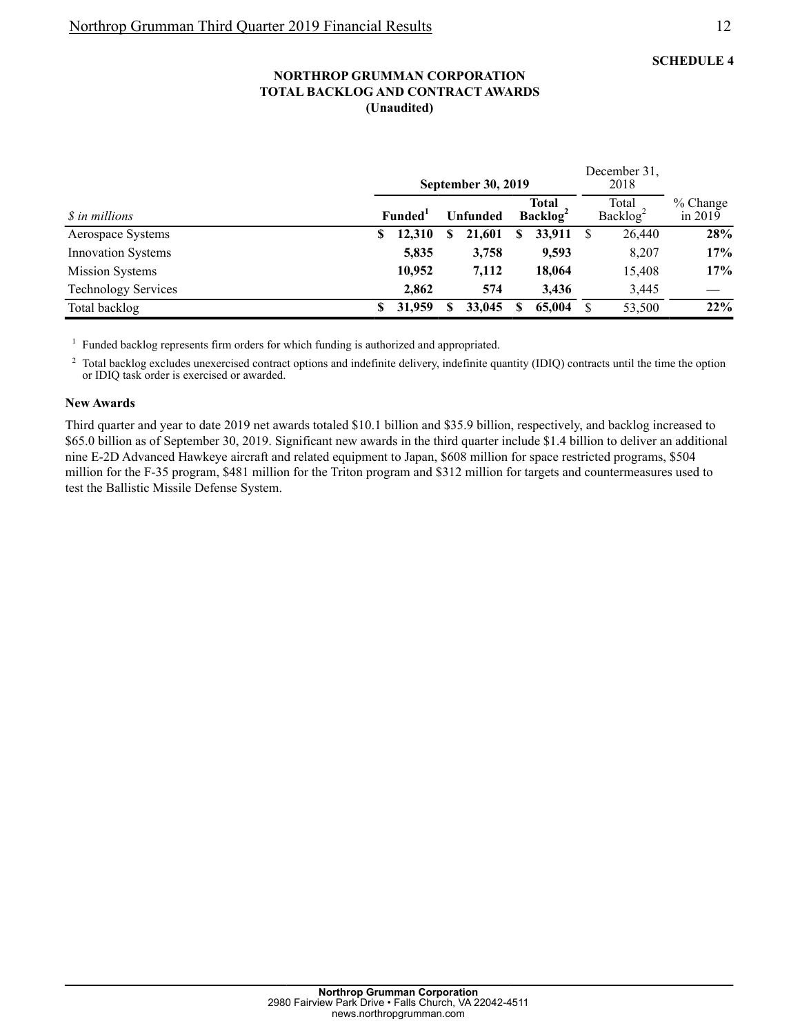**SCHEDULE 4**

**NORTHROP GRUMMAN CORPORATION**
**TOTAL BACKLOG AND CONTRACT AWARDS**
**(Unaudited)**

| | September 30, 2019 | | | December 31, 2018 | |
|---|---|---|---|---|---|
| *$ in millions* | **Funded**[1] | **Unfunded** | **Total Backlog**[2] | Total Backlog[2] | % Change in 2019 |
| Aerospace Systems | **$ 12,310** | **$ 21,601** | **$ 33,911** | $ 26,440 | **28%** |
| Innovation Systems | **5,835** | **3,758** | **9,593** | 8,207 | **17%** |
| Mission Systems | **10,952** | **7,112** | **18,064** | 15,408 | **17%** |
| Technology Services | **2,862** | **574** | **3,436** | 3,445 | **—** |
| Total backlog | **$ 31,959** | **$ 33,045** | **$ 65,004** | $ 53,500 | **22%** |

[1] Funded backlog represents firm orders for which funding is authorized and appropriated.

[2] Total backlog excludes unexercised contract options and indefinite delivery, indefinite quantity (IDIQ) contracts until the time the option or IDIQ task order is exercised or awarded.

**New Awards**

Third quarter and year to date 2019 net awards totaled $10.1 billion and $35.9 billion, respectively, and backlog increased to $65.0 billion as of September 30, 2019. Significant new awards in the third quarter include $1.4 billion to deliver an additional nine E-2D Advanced Hawkeye aircraft and related equipment to Japan, $608 million for space restricted programs, $504 million for the F-35 program, $481 million for the Triton program and $312 million for targets and countermeasures used to test the Ballistic Missile Defense System.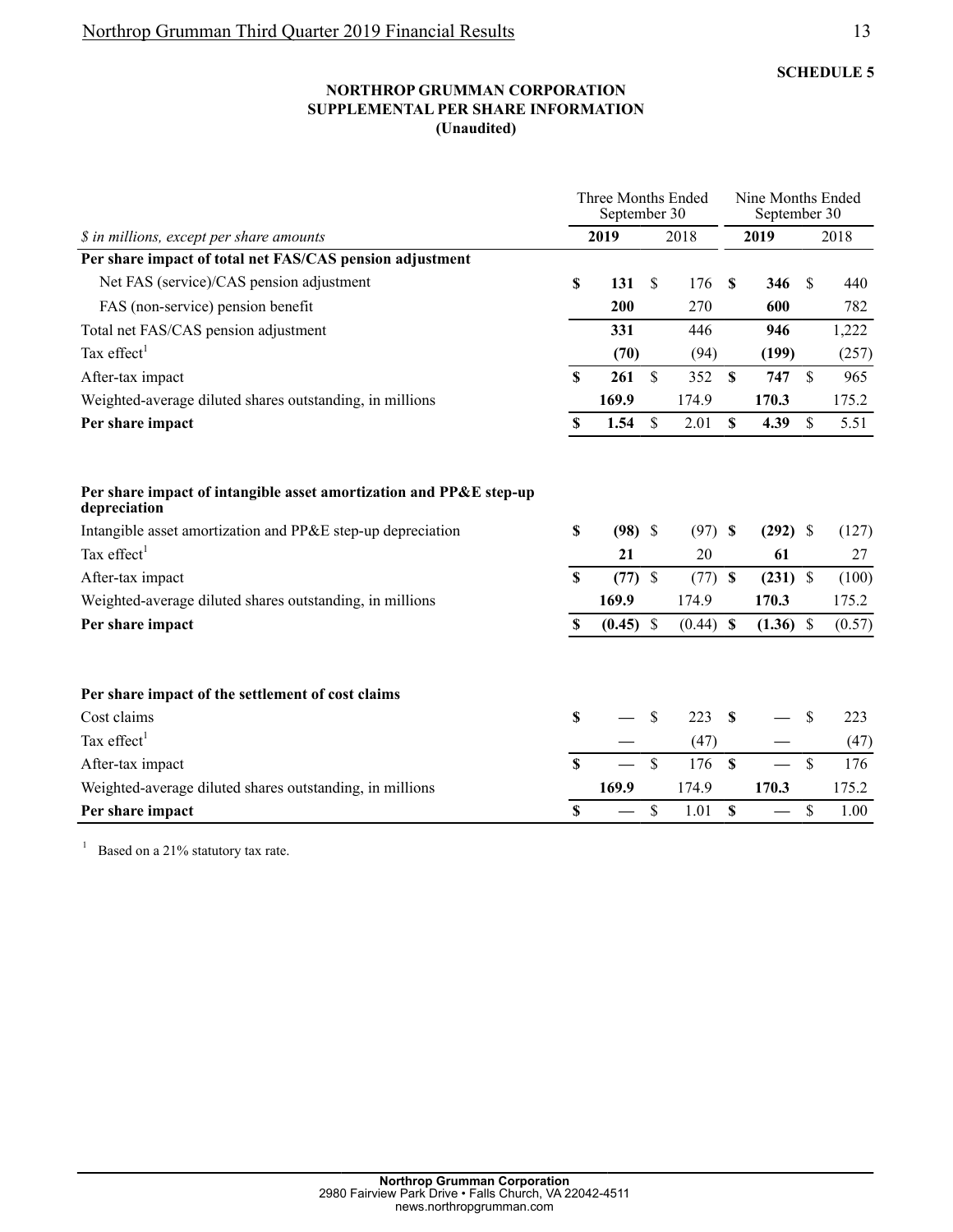**SCHEDULE 5**

**NORTHROP GRUMMAN CORPORATION**
**SUPPLEMENTAL PER SHARE INFORMATION**
**(Unaudited)**

| | Three Months Ended September 30 | | Nine Months Ended September 30 | |
|---|---|---|---|---|
| *$ in millions, except per share amounts* | **2019** | 2018 | **2019** | 2018 |
| **Per share impact of total net FAS/CAS pension adjustment** | | | | |
| Net FAS (service)/CAS pension adjustment | **$ 131** | $ 176 | **$ 346** | $ 440 |
| FAS (non-service) pension benefit | **200** | 270 | **600** | 782 |
| Total net FAS/CAS pension adjustment | **331** | 446 | **946** | 1,222 |
| Tax effect[1] | **(70)** | (94) | **(199)** | (257) |
| After-tax impact | **$ 261** | $ 352 | **$ 747** | $ 965 |
| Weighted-average diluted shares outstanding, in millions | **169.9** | 174.9 | **170.3** | 175.2 |
| **Per share impact** | **$ 1.54** | $ 2.01 | **$ 4.39** | $ 5.51 |
| | | | | |
| **Per share impact of intangible asset amortization and PP&E step-up depreciation** | | | | |
| Intangible asset amortization and PP&E step-up depreciation | **$ (98)** | $ (97) | **$ (292)** | $ (127) |
| Tax effect[1] | **21** | 20 | **61** | 27 |
| After-tax impact | **$ (77)** | $ (77) | **$ (231)** | $ (100) |
| Weighted-average diluted shares outstanding, in millions | **169.9** | 174.9 | **170.3** | 175.2 |
| **Per share impact** | **$ (0.45)** | $ (0.44) | **$ (1.36)** | $ (0.57) |
| | | | | |
| **Per share impact of the settlement of cost claims** | | | | |
| Cost claims | **$ —** | $ 223 | **$ —** | $ 223 |
| Tax effect[1] | **—** | (47) | **—** | (47) |
| After-tax impact | **$ —** | $ 176 | **$ —** | $ 176 |
| Weighted-average diluted shares outstanding, in millions | **169.9** | 174.9 | **170.3** | 175.2 |
| **Per share impact** | **$ —** | $ 1.01 | **$ —** | $ 1.00 |

[1] Based on a 21% statutory tax rate.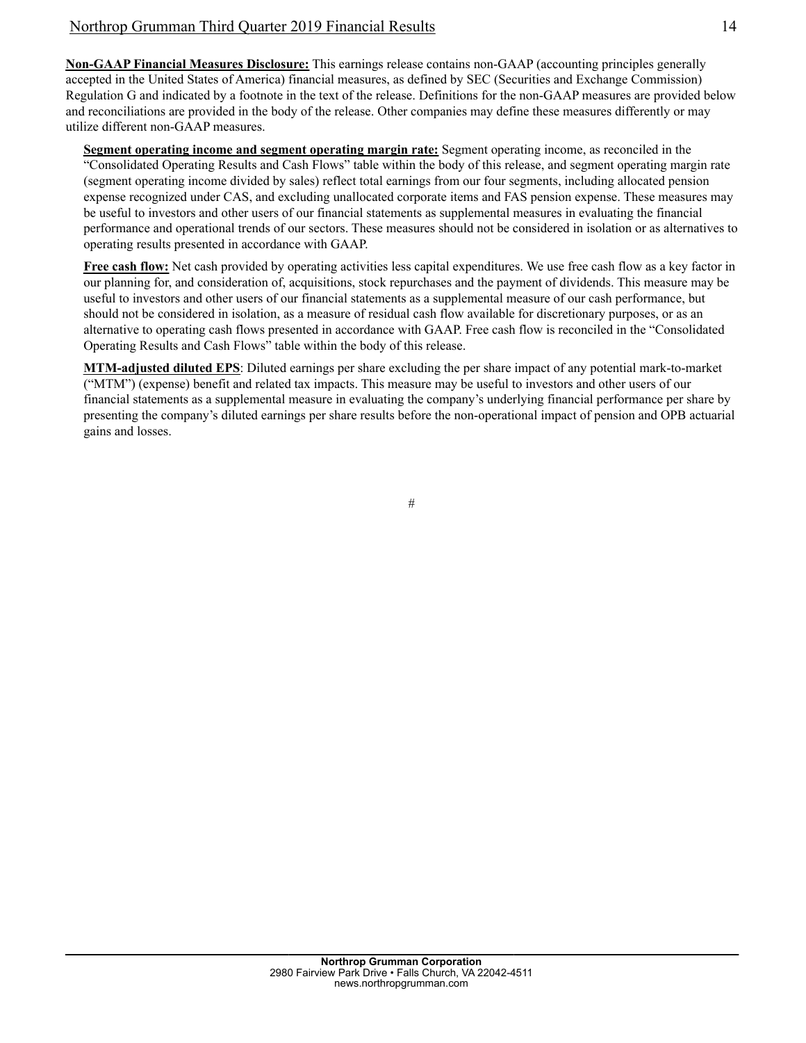**Non-GAAP Financial Measures Disclosure:** This earnings release contains non-GAAP (accounting principles generally accepted in the United States of America) financial measures, as defined by SEC (Securities and Exchange Commission) Regulation G and indicated by a footnote in the text of the release. Definitions for the non-GAAP measures are provided below and reconciliations are provided in the body of the release. Other companies may define these measures differently or may utilize different non-GAAP measures.

**Segment operating income and segment operating margin rate:** Segment operating income, as reconciled in the "Consolidated Operating Results and Cash Flows" table within the body of this release, and segment operating margin rate (segment operating income divided by sales) reflect total earnings from our four segments, including allocated pension expense recognized under CAS, and excluding unallocated corporate items and FAS pension expense. These measures may be useful to investors and other users of our financial statements as supplemental measures in evaluating the financial performance and operational trends of our sectors. These measures should not be considered in isolation or as alternatives to operating results presented in accordance with GAAP.

**Free cash flow:** Net cash provided by operating activities less capital expenditures. We use free cash flow as a key factor in our planning for, and consideration of, acquisitions, stock repurchases and the payment of dividends. This measure may be useful to investors and other users of our financial statements as a supplemental measure of our cash performance, but should not be considered in isolation, as a measure of residual cash flow available for discretionary purposes, or as an alternative to operating cash flows presented in accordance with GAAP. Free cash flow is reconciled in the "Consolidated Operating Results and Cash Flows" table within the body of this release.

**MTM-adjusted diluted EPS**: Diluted earnings per share excluding the per share impact of any potential mark-to-market ("MTM") (expense) benefit and related tax impacts. This measure may be useful to investors and other users of our financial statements as a supplemental measure in evaluating the company's underlying financial performance per share by presenting the company's diluted earnings per share results before the non-operational impact of pension and OPB actuarial gains and losses.

#

**Northrop Grumman Corporation**
2980 Fairview Park Drive • Falls Church, VA 22042-4511
news.northropgrumman.com